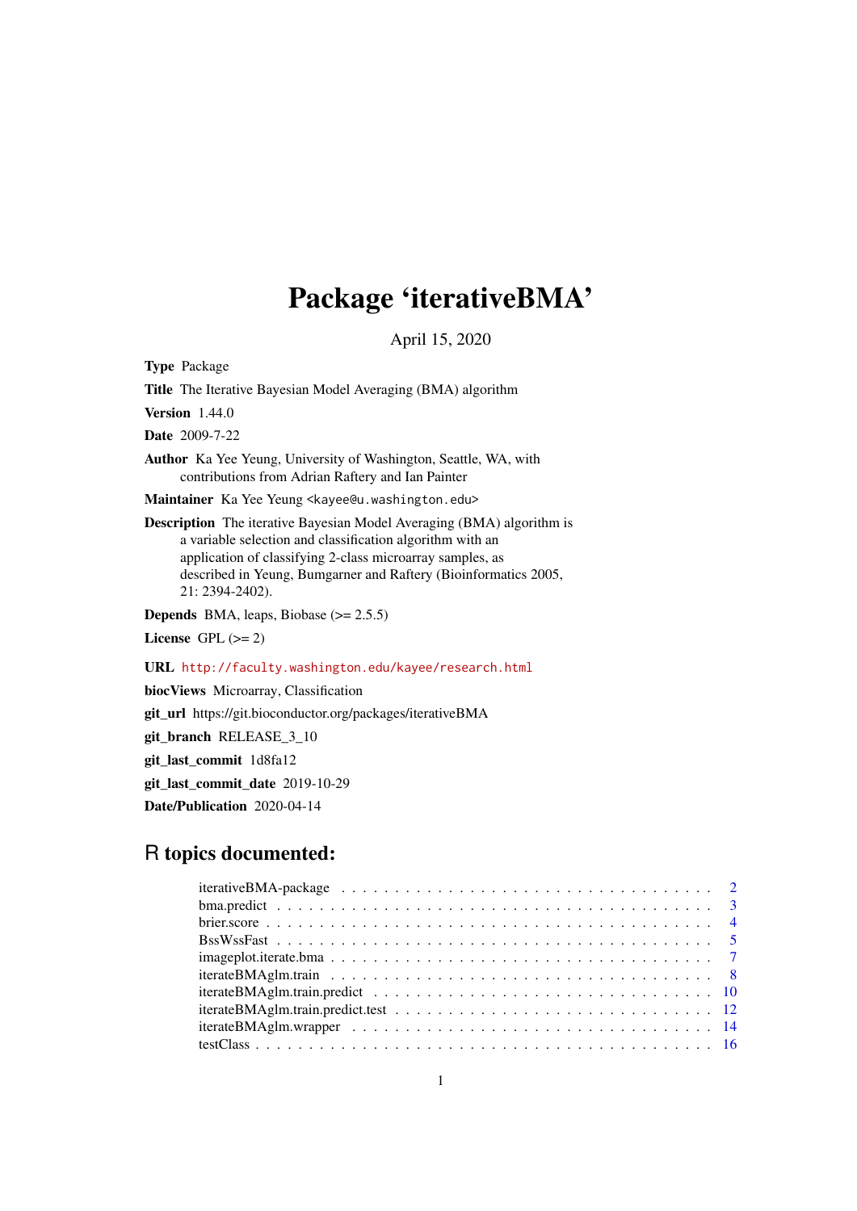# Package 'iterativeBMA'

April 15, 2020

**Type** Package

**Title** The Iterative Bayesian Model Averaging (BMA) algorithm

**Version** 1.44.0

**Date** 2009-7-22

**Author** Ka Yee Yeung, University of Washington, Seattle, WA, with contributions from Adrian Raftery and Ian Painter

**Maintainer** Ka Yee Yeung <kayee@u.washington.edu>

**Description** The iterative Bayesian Model Averaging (BMA) algorithm is a variable selection and classification algorithm with an application of classifying 2-class microarray samples, as described in Yeung, Bumgarner and Raftery (Bioinformatics 2005, 21: 2394-2402).

**Depends** BMA, leaps, Biobase (>= 2.5.5)

**License** GPL (>= 2)

**URL** http://faculty.washington.edu/kayee/research.html

**biocViews** Microarray, Classification

**git_url** https://git.bioconductor.org/packages/iterativeBMA

**git_branch** RELEASE_3_10

**git_last_commit** 1d8fa12

**git_last_commit_date** 2019-10-29

**Date/Publication** 2020-04-14

## R topics documented:

- iterativeBMA-package . . . . . . . . . . . . . . . . . . . . . . . . . . . . . . . . . . . 2
- bma.predict . . . . . . . . . . . . . . . . . . . . . . . . . . . . . . . . . . . . . . . . . 3
- brier.score . . . . . . . . . . . . . . . . . . . . . . . . . . . . . . . . . . . . . . . . . 4
- BssWssFast . . . . . . . . . . . . . . . . . . . . . . . . . . . . . . . . . . . . . . . . . 5
- imageplot.iterate.bma . . . . . . . . . . . . . . . . . . . . . . . . . . . . . . . . . . . 7
- iterateBMAglm.train . . . . . . . . . . . . . . . . . . . . . . . . . . . . . . . . . . . . 8
- iterateBMAglm.train.predict . . . . . . . . . . . . . . . . . . . . . . . . . . . . . . . . 10
- iterateBMAglm.train.predict.test . . . . . . . . . . . . . . . . . . . . . . . . . . . . . 12
- iterateBMAglm.wrapper . . . . . . . . . . . . . . . . . . . . . . . . . . . . . . . . . . 14
- testClass . . . . . . . . . . . . . . . . . . . . . . . . . . . . . . . . . . . . . . . . . . 16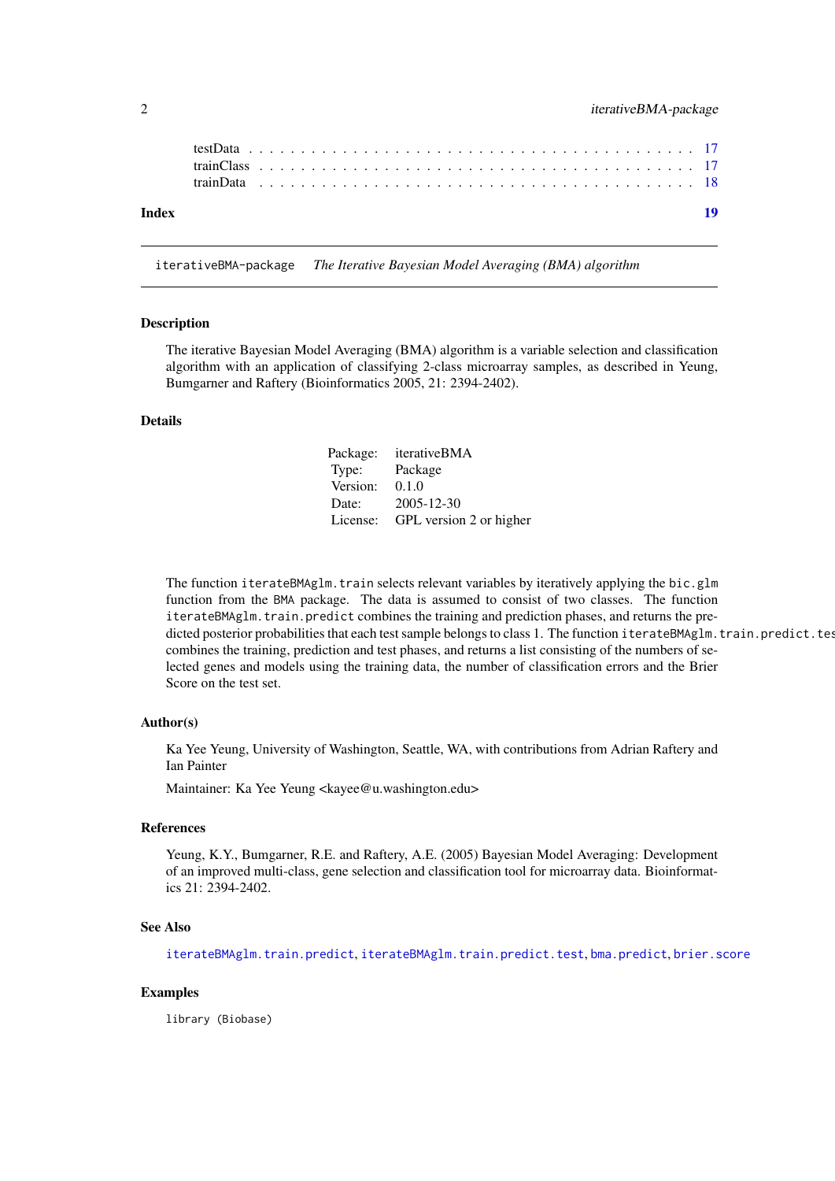testData . . . . . . . . . . . . . . . . . . . . . . . . . . . . . . . . . . . . . . . . . . 17
trainClass . . . . . . . . . . . . . . . . . . . . . . . . . . . . . . . . . . . . . . . . . 17
trainData . . . . . . . . . . . . . . . . . . . . . . . . . . . . . . . . . . . . . . . . . . 18

**Index** **19**

---

`iterativeBMA-package` *The Iterative Bayesian Model Averaging (BMA) algorithm*

---

### Description

The iterative Bayesian Model Averaging (BMA) algorithm is a variable selection and classification algorithm with an application of classifying 2-class microarray samples, as described in Yeung, Bumgarner and Raftery (Bioinformatics 2005, 21: 2394-2402).

### Details

| | |
|---|---|
| Package: | iterativeBMA |
| Type: | Package |
| Version: | 0.1.0 |
| Date: | 2005-12-30 |
| License: | GPL version 2 or higher |

The function `iterateBMAglm.train` selects relevant variables by iteratively applying the `bic.glm` function from the `BMA` package. The data is assumed to consist of two classes. The function `iterateBMAglm.train.predict` combines the training and prediction phases, and returns the predicted posterior probabilities that each test sample belongs to class 1. The function `iterateBMAglm.train.predict.test` combines the training, prediction and test phases, and returns a list consisting of the numbers of selected genes and models using the training data, the number of classification errors and the Brier Score on the test set.

### Author(s)

Ka Yee Yeung, University of Washington, Seattle, WA, with contributions from Adrian Raftery and Ian Painter

Maintainer: Ka Yee Yeung <kayee@u.washington.edu>

### References

Yeung, K.Y., Bumgarner, R.E. and Raftery, A.E. (2005) Bayesian Model Averaging: Development of an improved multi-class, gene selection and classification tool for microarray data. Bioinformatics 21: 2394-2402.

### See Also

`iterateBMAglm.train.predict`, `iterateBMAglm.train.predict.test`, `bma.predict`, `brier.score`

### Examples

```
library (Biobase)
```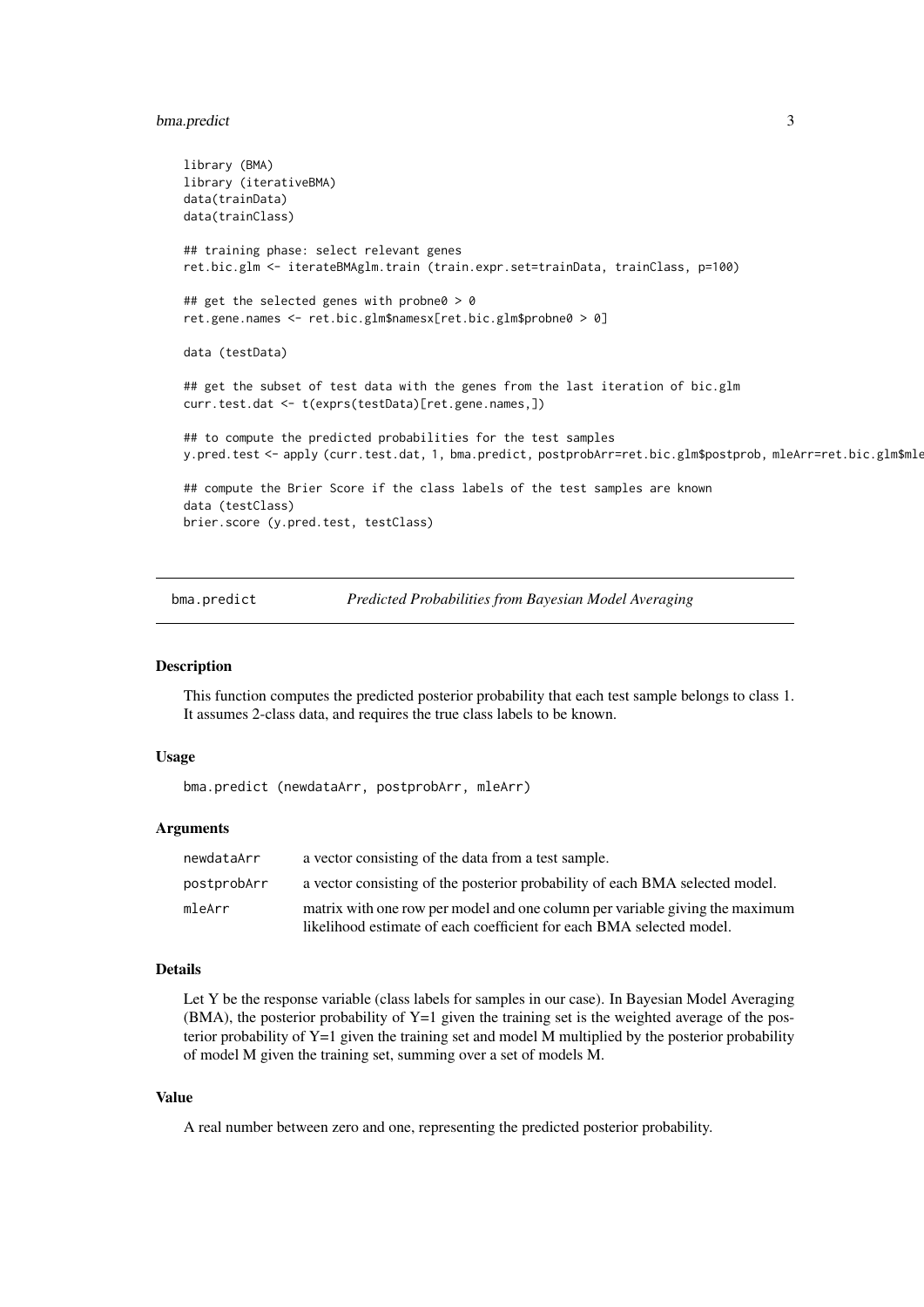```
library (BMA)
library (iterativeBMA)
data(trainData)
data(trainClass)

## training phase: select relevant genes
ret.bic.glm <- iterateBMAglm.train (train.expr.set=trainData, trainClass, p=100)

## get the selected genes with probne0 > 0
ret.gene.names <- ret.bic.glm$namesx[ret.bic.glm$probne0 > 0]

data (testData)

## get the subset of test data with the genes from the last iteration of bic.glm
curr.test.dat <- t(exprs(testData)[ret.gene.names,])

## to compute the predicted probabilities for the test samples
y.pred.test <- apply (curr.test.dat, 1, bma.predict, postprobArr=ret.bic.glm$postprob, mleArr=ret.bic.glm$mle

## compute the Brier Score if the class labels of the test samples are known
data (testClass)
brier.score (y.pred.test, testClass)
```

---

## bma.predict — *Predicted Probabilities from Bayesian Model Averaging*

### Description

This function computes the predicted posterior probability that each test sample belongs to class 1. It assumes 2-class data, and requires the true class labels to be known.

### Usage

```
bma.predict (newdataArr, postprobArr, mleArr)
```

### Arguments

| | |
|---|---|
| `newdataArr` | a vector consisting of the data from a test sample. |
| `postprobArr` | a vector consisting of the posterior probability of each BMA selected model. |
| `mleArr` | matrix with one row per model and one column per variable giving the maximum likelihood estimate of each coefficient for each BMA selected model. |

### Details

Let Y be the response variable (class labels for samples in our case). In Bayesian Model Averaging (BMA), the posterior probability of Y=1 given the training set is the weighted average of the posterior probability of Y=1 given the training set and model M multiplied by the posterior probability of model M given the training set, summing over a set of models M.

### Value

A real number between zero and one, representing the predicted posterior probability.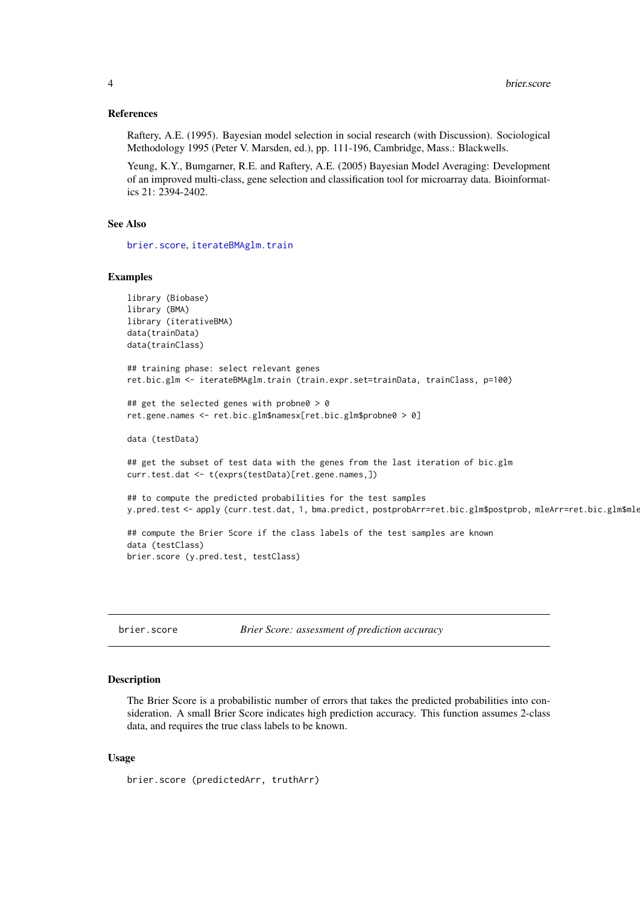### References

Raftery, A.E. (1995). Bayesian model selection in social research (with Discussion). Sociological Methodology 1995 (Peter V. Marsden, ed.), pp. 111-196, Cambridge, Mass.: Blackwells.

Yeung, K.Y., Bumgarner, R.E. and Raftery, A.E. (2005) Bayesian Model Averaging: Development of an improved multi-class, gene selection and classification tool for microarray data. Bioinformatics 21: 2394-2402.

### See Also

brier.score, iterateBMAglm.train

### Examples

```
library (Biobase)
library (BMA)
library (iterativeBMA)
data(trainData)
data(trainClass)

## training phase: select relevant genes
ret.bic.glm <- iterateBMAglm.train (train.expr.set=trainData, trainClass, p=100)

## get the selected genes with probne0 > 0
ret.gene.names <- ret.bic.glm$namesx[ret.bic.glm$probne0 > 0]

data (testData)

## get the subset of test data with the genes from the last iteration of bic.glm
curr.test.dat <- t(exprs(testData)[ret.gene.names,])

## to compute the predicted probabilities for the test samples
y.pred.test <- apply (curr.test.dat, 1, bma.predict, postprobArr=ret.bic.glm$postprob, mleArr=ret.bic.glm$mle

## compute the Brier Score if the class labels of the test samples are known
data (testClass)
brier.score (y.pred.test, testClass)
```

---

## brier.score — *Brier Score: assessment of prediction accuracy*

### Description

The Brier Score is a probabilistic number of errors that takes the predicted probabilities into consideration. A small Brier Score indicates high prediction accuracy. This function assumes 2-class data, and requires the true class labels to be known.

### Usage

```
brier.score (predictedArr, truthArr)
```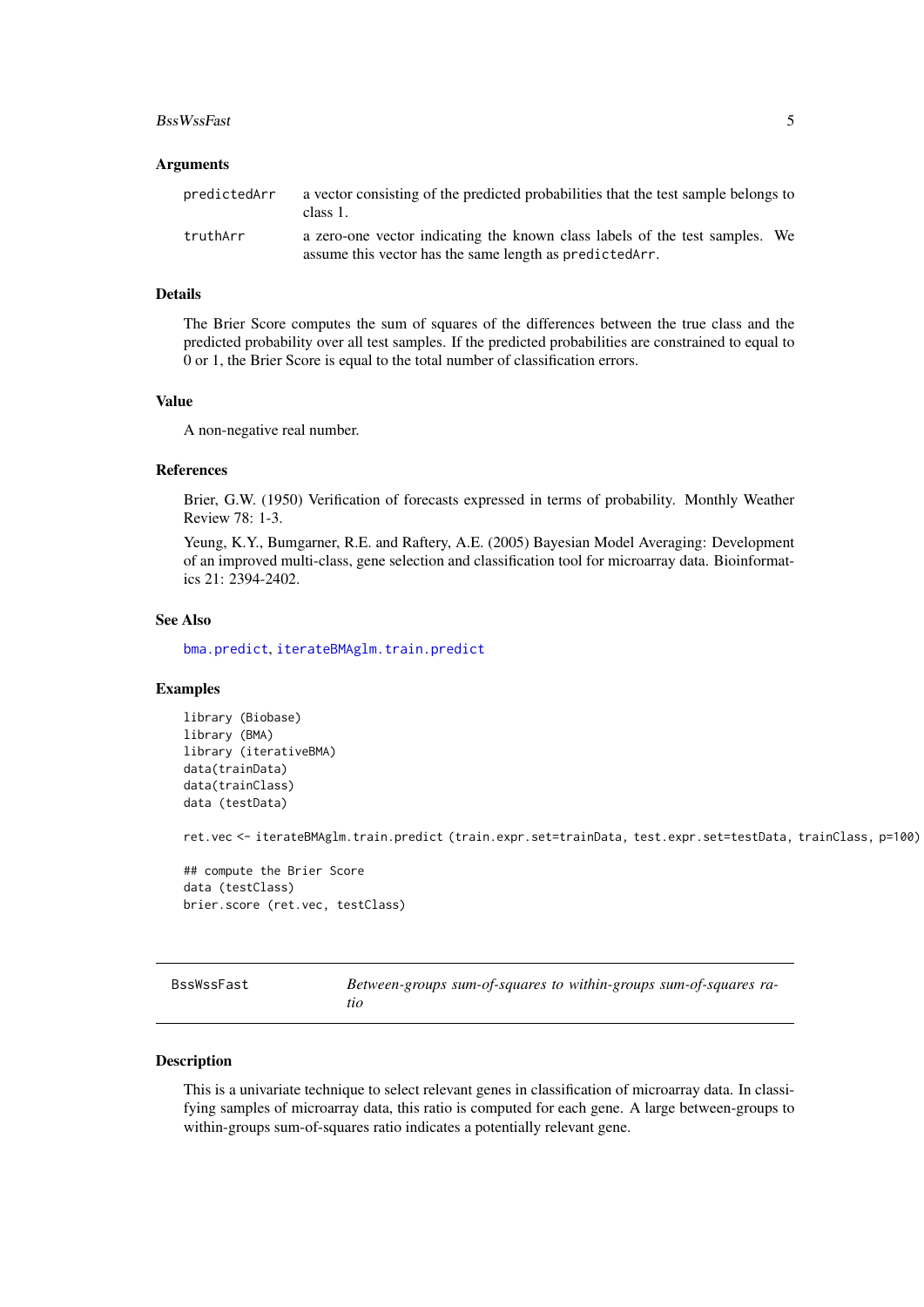### Arguments

| | |
|---|---|
| predictedArr | a vector consisting of the predicted probabilities that the test sample belongs to class 1. |
| truthArr | a zero-one vector indicating the known class labels of the test samples. We assume this vector has the same length as predictedArr. |

### Details

The Brier Score computes the sum of squares of the differences between the true class and the predicted probability over all test samples. If the predicted probabilities are constrained to equal to 0 or 1, the Brier Score is equal to the total number of classification errors.

### Value

A non-negative real number.

### References

Brier, G.W. (1950) Verification of forecasts expressed in terms of probability. Monthly Weather Review 78: 1-3.

Yeung, K.Y., Bumgarner, R.E. and Raftery, A.E. (2005) Bayesian Model Averaging: Development of an improved multi-class, gene selection and classification tool for microarray data. Bioinformatics 21: 2394-2402.

### See Also

bma.predict, iterateBMAglm.train.predict

### Examples

```
library (Biobase)
library (BMA)
library (iterativeBMA)
data(trainData)
data(trainClass)
data (testData)

ret.vec <- iterateBMAglm.train.predict (train.expr.set=trainData, test.expr.set=testData, trainClass, p=100)

## compute the Brier Score
data (testClass)
brier.score (ret.vec, testClass)
```

---

## BssWssFast — *Between-groups sum-of-squares to within-groups sum-of-squares ratio*

### Description

This is a univariate technique to select relevant genes in classification of microarray data. In classifying samples of microarray data, this ratio is computed for each gene. A large between-groups to within-groups sum-of-squares ratio indicates a potentially relevant gene.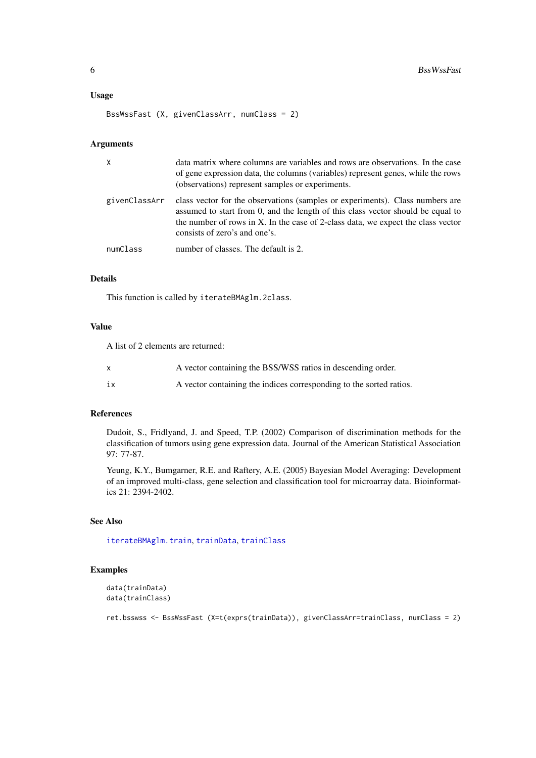### Usage

```
BssWssFast (X, givenClassArr, numClass = 2)
```

### Arguments

| | |
|---|---|
| `X` | data matrix where columns are variables and rows are observations. In the case of gene expression data, the columns (variables) represent genes, while the rows (observations) represent samples or experiments. |
| `givenClassArr` | class vector for the observations (samples or experiments). Class numbers are assumed to start from 0, and the length of this class vector should be equal to the number of rows in X. In the case of 2-class data, we expect the class vector consists of zero's and one's. |
| `numClass` | number of classes. The default is 2. |

### Details

This function is called by `iterateBMAglm.2class`.

### Value

A list of 2 elements are returned:

| | |
|---|---|
| `x` | A vector containing the BSS/WSS ratios in descending order. |
| `ix` | A vector containing the indices corresponding to the sorted ratios. |

### References

Dudoit, S., Fridlyand, J. and Speed, T.P. (2002) Comparison of discrimination methods for the classification of tumors using gene expression data. Journal of the American Statistical Association 97: 77-87.

Yeung, K.Y., Bumgarner, R.E. and Raftery, A.E. (2005) Bayesian Model Averaging: Development of an improved multi-class, gene selection and classification tool for microarray data. Bioinformatics 21: 2394-2402.

### See Also

`iterateBMAglm.train`, `trainData`, `trainClass`

### Examples

```
data(trainData)
data(trainClass)

ret.bsswss <- BssWssFast (X=t(exprs(trainData)), givenClassArr=trainClass, numClass = 2)
```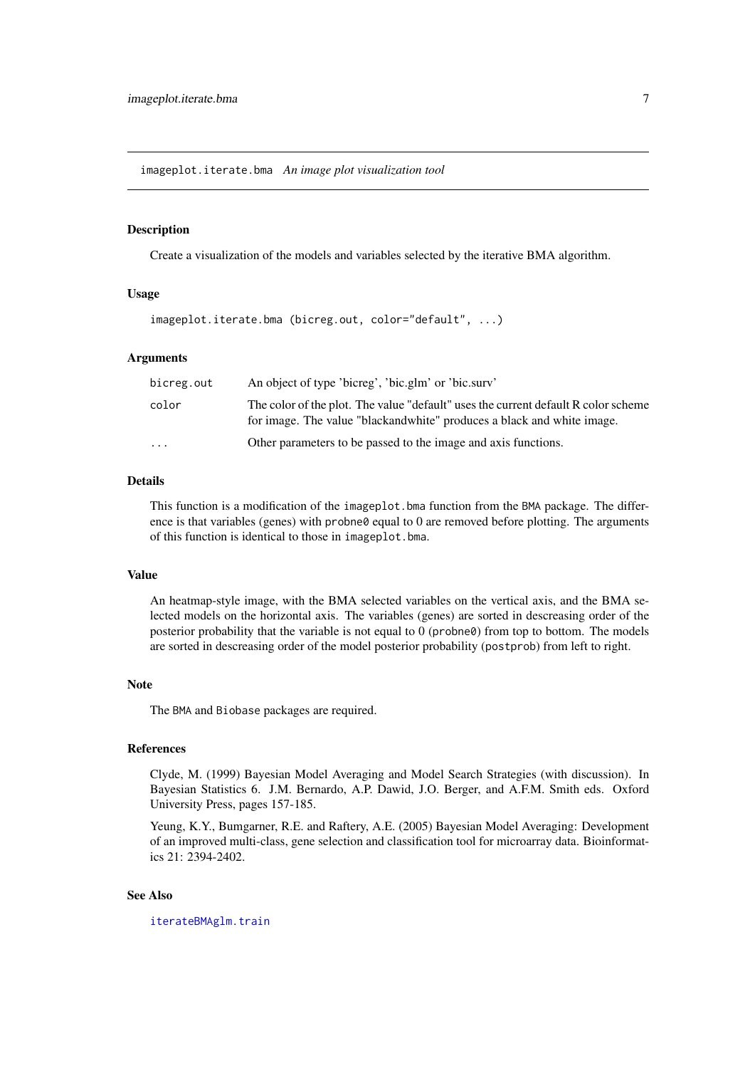## imageplot.iterate.bma    *An image plot visualization tool*

### Description

Create a visualization of the models and variables selected by the iterative BMA algorithm.

### Usage

```
imageplot.iterate.bma (bicreg.out, color="default", ...)
```

### Arguments

| | |
|---|---|
| `bicreg.out` | An object of type 'bicreg', 'bic.glm' or 'bic.surv' |
| `color` | The color of the plot. The value "default" uses the current default R color scheme for image. The value "blackandwhite" produces a black and white image. |
| `...` | Other parameters to be passed to the image and axis functions. |

### Details

This function is a modification of the `imageplot.bma` function from the `BMA` package. The difference is that variables (genes) with `probne0` equal to 0 are removed before plotting. The arguments of this function is identical to those in `imageplot.bma`.

### Value

An heatmap-style image, with the BMA selected variables on the vertical axis, and the BMA selected models on the horizontal axis. The variables (genes) are sorted in descreasing order of the posterior probability that the variable is not equal to 0 (`probne0`) from top to bottom. The models are sorted in descreasing order of the model posterior probability (`postprob`) from left to right.

### Note

The `BMA` and `Biobase` packages are required.

### References

Clyde, M. (1999) Bayesian Model Averaging and Model Search Strategies (with discussion). In Bayesian Statistics 6. J.M. Bernardo, A.P. Dawid, J.O. Berger, and A.F.M. Smith eds. Oxford University Press, pages 157-185.

Yeung, K.Y., Bumgarner, R.E. and Raftery, A.E. (2005) Bayesian Model Averaging: Development of an improved multi-class, gene selection and classification tool for microarray data. Bioinformatics 21: 2394-2402.

### See Also

`iterateBMAglm.train`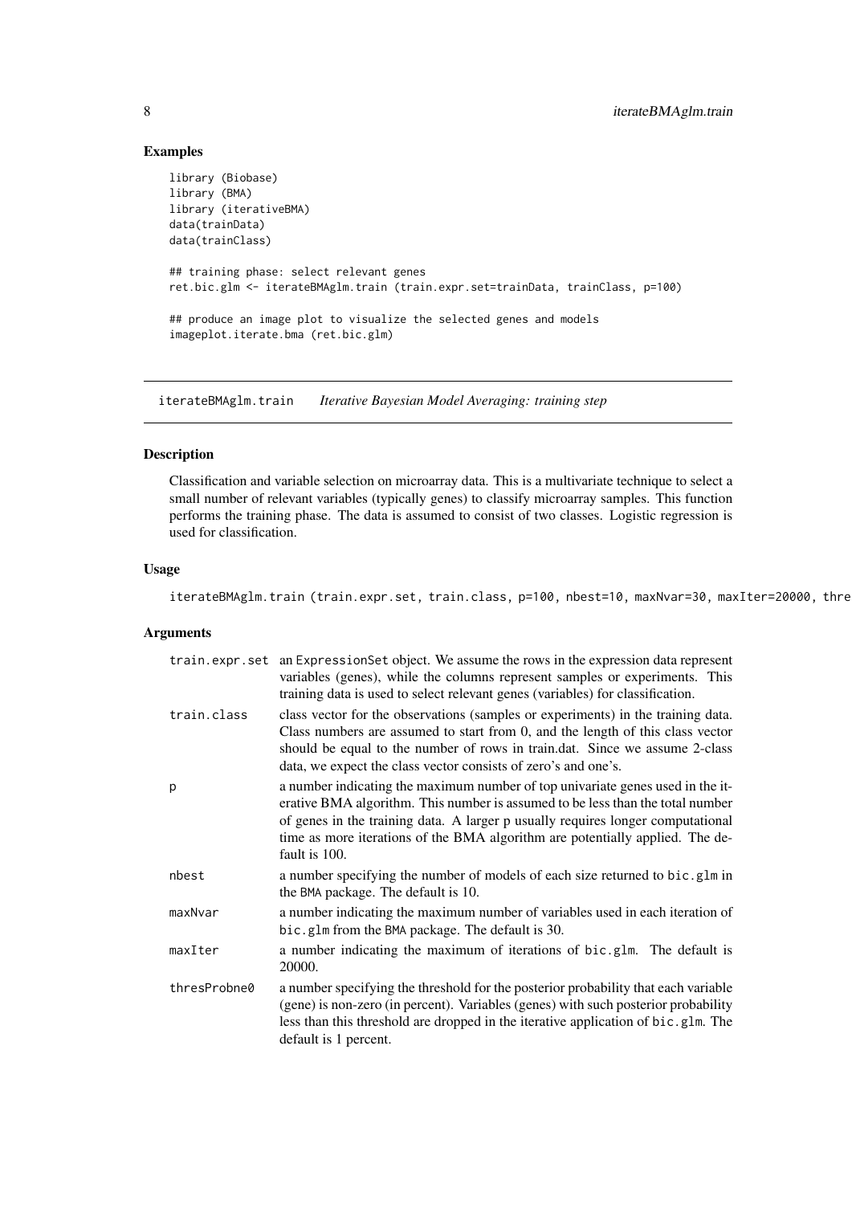## Examples

```
library (Biobase)
library (BMA)
library (iterativeBMA)
data(trainData)
data(trainClass)

## training phase: select relevant genes
ret.bic.glm <- iterateBMAglm.train (train.expr.set=trainData, trainClass, p=100)

## produce an image plot to visualize the selected genes and models
imageplot.iterate.bma (ret.bic.glm)
```

---

# iterateBMAglm.train *Iterative Bayesian Model Averaging: training step*

---

## Description

Classification and variable selection on microarray data. This is a multivariate technique to select a small number of relevant variables (typically genes) to classify microarray samples. This function performs the training phase. The data is assumed to consist of two classes. Logistic regression is used for classification.

## Usage

```
iterateBMAglm.train (train.expr.set, train.class, p=100, nbest=10, maxNvar=30, maxIter=20000, thre
```

## Arguments

| | |
|---|---|
| train.expr.set | an ExpressionSet object. We assume the rows in the expression data represent variables (genes), while the columns represent samples or experiments. This training data is used to select relevant genes (variables) for classification. |
| train.class | class vector for the observations (samples or experiments) in the training data. Class numbers are assumed to start from 0, and the length of this class vector should be equal to the number of rows in train.dat. Since we assume 2-class data, we expect the class vector consists of zero's and one's. |
| p | a number indicating the maximum number of top univariate genes used in the iterative BMA algorithm. This number is assumed to be less than the total number of genes in the training data. A larger p usually requires longer computational time as more iterations of the BMA algorithm are potentially applied. The default is 100. |
| nbest | a number specifying the number of models of each size returned to bic.glm in the BMA package. The default is 10. |
| maxNvar | a number indicating the maximum number of variables used in each iteration of bic.glm from the BMA package. The default is 30. |
| maxIter | a number indicating the maximum of iterations of bic.glm. The default is 20000. |
| thresProbne0 | a number specifying the threshold for the posterior probability that each variable (gene) is non-zero (in percent). Variables (genes) with such posterior probability less than this threshold are dropped in the iterative application of bic.glm. The default is 1 percent. |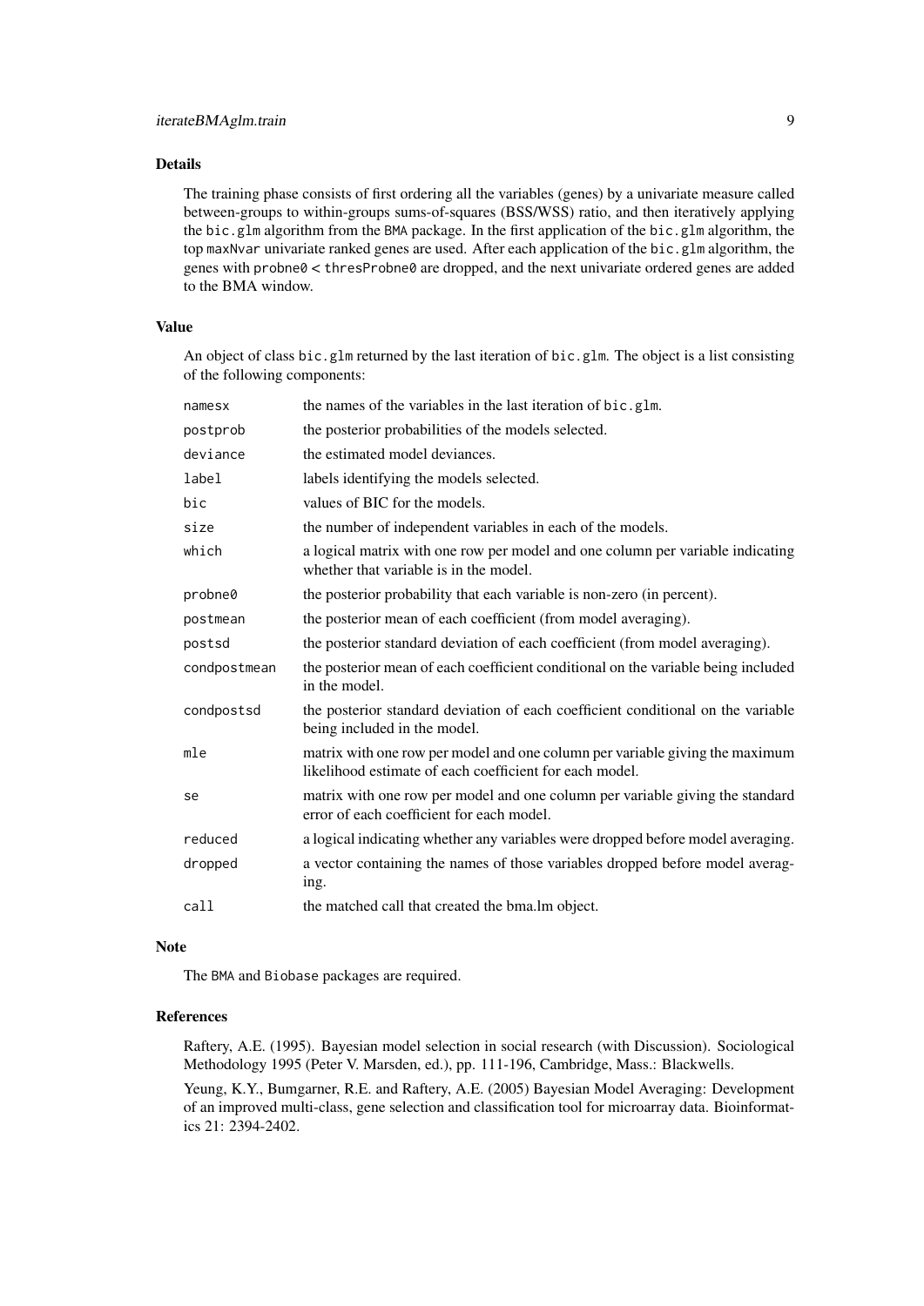## Details

The training phase consists of first ordering all the variables (genes) by a univariate measure called between-groups to within-groups sums-of-squares (BSS/WSS) ratio, and then iteratively applying the `bic.glm` algorithm from the BMA package. In the first application of the `bic.glm` algorithm, the top `maxNvar` univariate ranked genes are used. After each application of the `bic.glm` algorithm, the genes with `probne0` < `thresProbne0` are dropped, and the next univariate ordered genes are added to the BMA window.

## Value

An object of class `bic.glm` returned by the last iteration of `bic.glm`. The object is a list consisting of the following components:

| | |
|---|---|
| `namesx` | the names of the variables in the last iteration of `bic.glm`. |
| `postprob` | the posterior probabilities of the models selected. |
| `deviance` | the estimated model deviances. |
| `label` | labels identifying the models selected. |
| `bic` | values of BIC for the models. |
| `size` | the number of independent variables in each of the models. |
| `which` | a logical matrix with one row per model and one column per variable indicating whether that variable is in the model. |
| `probne0` | the posterior probability that each variable is non-zero (in percent). |
| `postmean` | the posterior mean of each coefficient (from model averaging). |
| `postsd` | the posterior standard deviation of each coefficient (from model averaging). |
| `condpostmean` | the posterior mean of each coefficient conditional on the variable being included in the model. |
| `condpostsd` | the posterior standard deviation of each coefficient conditional on the variable being included in the model. |
| `mle` | matrix with one row per model and one column per variable giving the maximum likelihood estimate of each coefficient for each model. |
| `se` | matrix with one row per model and one column per variable giving the standard error of each coefficient for each model. |
| `reduced` | a logical indicating whether any variables were dropped before model averaging. |
| `dropped` | a vector containing the names of those variables dropped before model averaging. |
| `call` | the matched call that created the bma.lm object. |

## Note

The BMA and Biobase packages are required.

## References

Raftery, A.E. (1995). Bayesian model selection in social research (with Discussion). Sociological Methodology 1995 (Peter V. Marsden, ed.), pp. 111-196, Cambridge, Mass.: Blackwells.

Yeung, K.Y., Bumgarner, R.E. and Raftery, A.E. (2005) Bayesian Model Averaging: Development of an improved multi-class, gene selection and classification tool for microarray data. Bioinformatics 21: 2394-2402.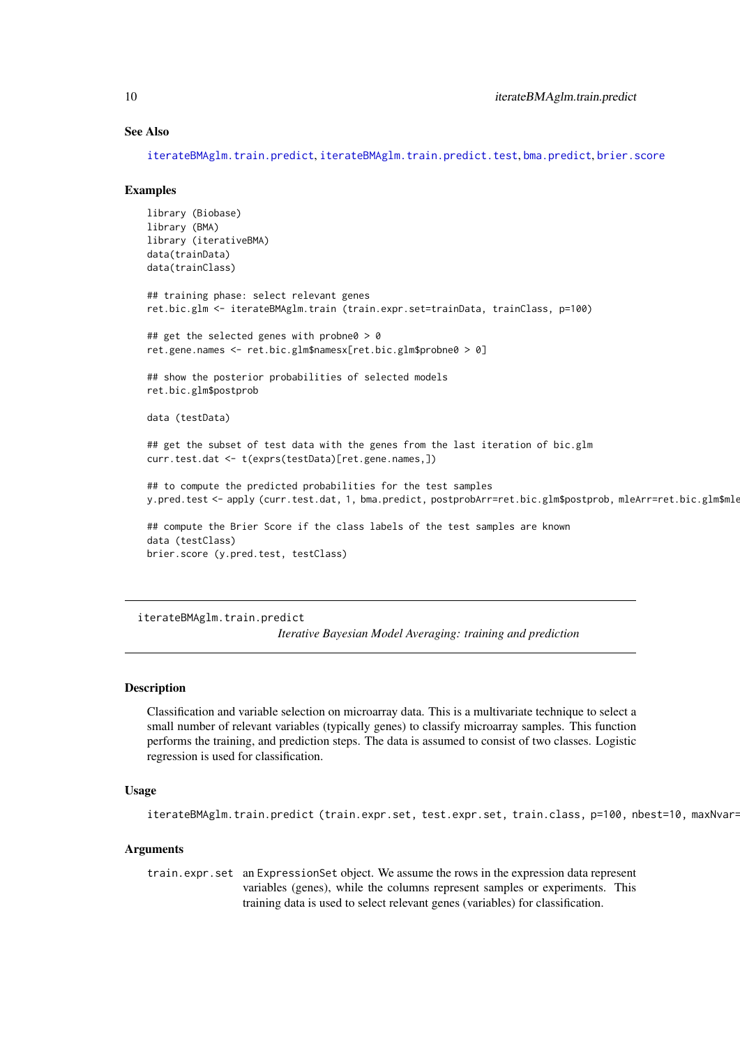### See Also

iterateBMAglm.train.predict, iterateBMAglm.train.predict.test, bma.predict, brier.score

### Examples

```
library (Biobase)
library (BMA)
library (iterativeBMA)
data(trainData)
data(trainClass)

## training phase: select relevant genes
ret.bic.glm <- iterateBMAglm.train (train.expr.set=trainData, trainClass, p=100)

## get the selected genes with probne0 > 0
ret.gene.names <- ret.bic.glm$namesx[ret.bic.glm$probne0 > 0]

## show the posterior probabilities of selected models
ret.bic.glm$postprob

data (testData)

## get the subset of test data with the genes from the last iteration of bic.glm
curr.test.dat <- t(exprs(testData)[ret.gene.names,])

## to compute the predicted probabilities for the test samples
y.pred.test <- apply (curr.test.dat, 1, bma.predict, postprobArr=ret.bic.glm$postprob, mleArr=ret.bic.glm$mle

## compute the Brier Score if the class labels of the test samples are known
data (testClass)
brier.score (y.pred.test, testClass)
```

---

## iterateBMAglm.train.predict

*Iterative Bayesian Model Averaging: training and prediction*

---

### Description

Classification and variable selection on microarray data. This is a multivariate technique to select a small number of relevant variables (typically genes) to classify microarray samples. This function performs the training, and prediction steps. The data is assumed to consist of two classes. Logistic regression is used for classification.

### Usage

```
iterateBMAglm.train.predict (train.expr.set, test.expr.set, train.class, p=100, nbest=10, maxNvar=
```

### Arguments

train.expr.set an ExpressionSet object. We assume the rows in the expression data represent variables (genes), while the columns represent samples or experiments. This training data is used to select relevant genes (variables) for classification.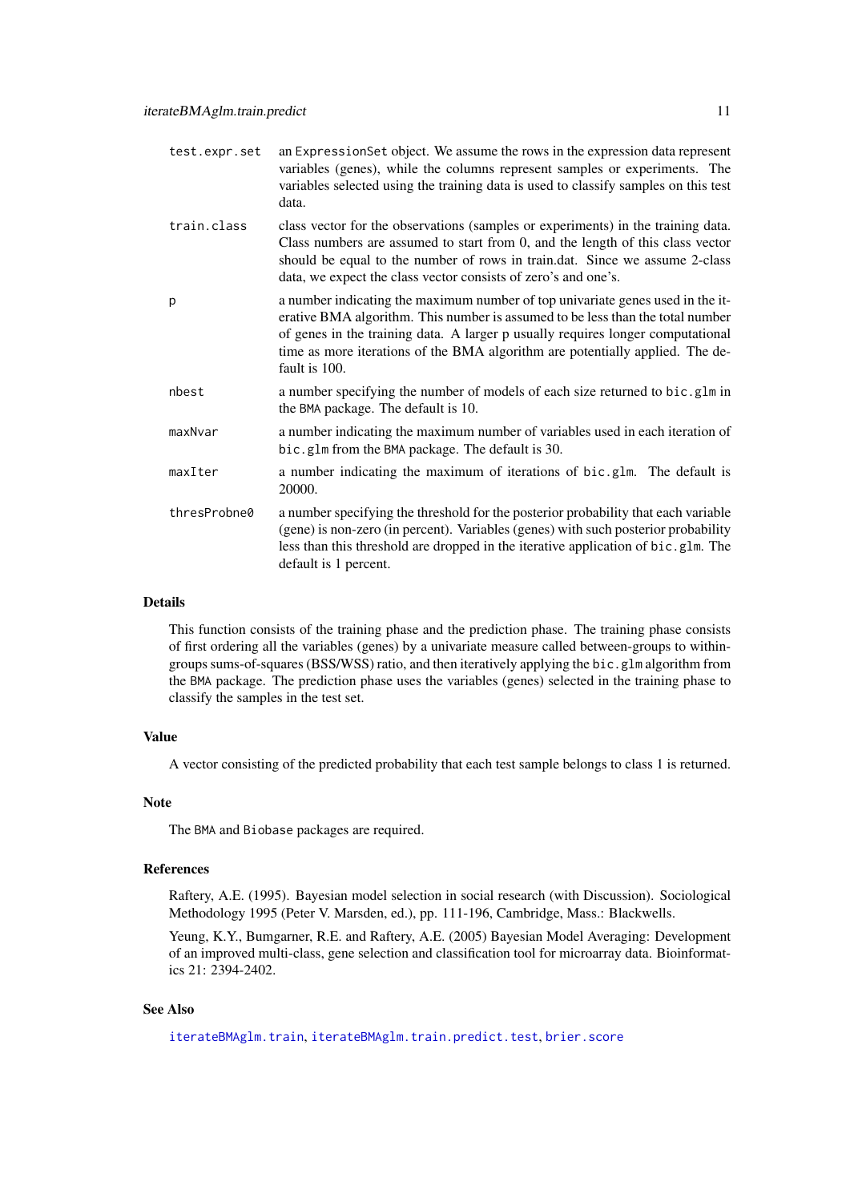| | |
|---|---|
| `test.expr.set` | an `ExpressionSet` object. We assume the rows in the expression data represent variables (genes), while the columns represent samples or experiments. The variables selected using the training data is used to classify samples on this test data. |
| `train.class` | class vector for the observations (samples or experiments) in the training data. Class numbers are assumed to start from 0, and the length of this class vector should be equal to the number of rows in train.dat. Since we assume 2-class data, we expect the class vector consists of zero's and one's. |
| `p` | a number indicating the maximum number of top univariate genes used in the iterative BMA algorithm. This number is assumed to be less than the total number of genes in the training data. A larger p usually requires longer computational time as more iterations of the BMA algorithm are potentially applied. The default is 100. |
| `nbest` | a number specifying the number of models of each size returned to `bic.glm` in the `BMA` package. The default is 10. |
| `maxNvar` | a number indicating the maximum number of variables used in each iteration of `bic.glm` from the `BMA` package. The default is 30. |
| `maxIter` | a number indicating the maximum of iterations of `bic.glm`. The default is 20000. |
| `thresProbne0` | a number specifying the threshold for the posterior probability that each variable (gene) is non-zero (in percent). Variables (genes) with such posterior probability less than this threshold are dropped in the iterative application of `bic.glm`. The default is 1 percent. |

## Details

This function consists of the training phase and the prediction phase. The training phase consists of first ordering all the variables (genes) by a univariate measure called between-groups to within-groups sums-of-squares (BSS/WSS) ratio, and then iteratively applying the `bic.glm` algorithm from the `BMA` package. The prediction phase uses the variables (genes) selected in the training phase to classify the samples in the test set.

## Value

A vector consisting of the predicted probability that each test sample belongs to class 1 is returned.

## Note

The `BMA` and `Biobase` packages are required.

## References

Raftery, A.E. (1995). Bayesian model selection in social research (with Discussion). Sociological Methodology 1995 (Peter V. Marsden, ed.), pp. 111-196, Cambridge, Mass.: Blackwells.

Yeung, K.Y., Bumgarner, R.E. and Raftery, A.E. (2005) Bayesian Model Averaging: Development of an improved multi-class, gene selection and classification tool for microarray data. Bioinformatics 21: 2394-2402.

## See Also

`iterateBMAglm.train`, `iterateBMAglm.train.predict.test`, `brier.score`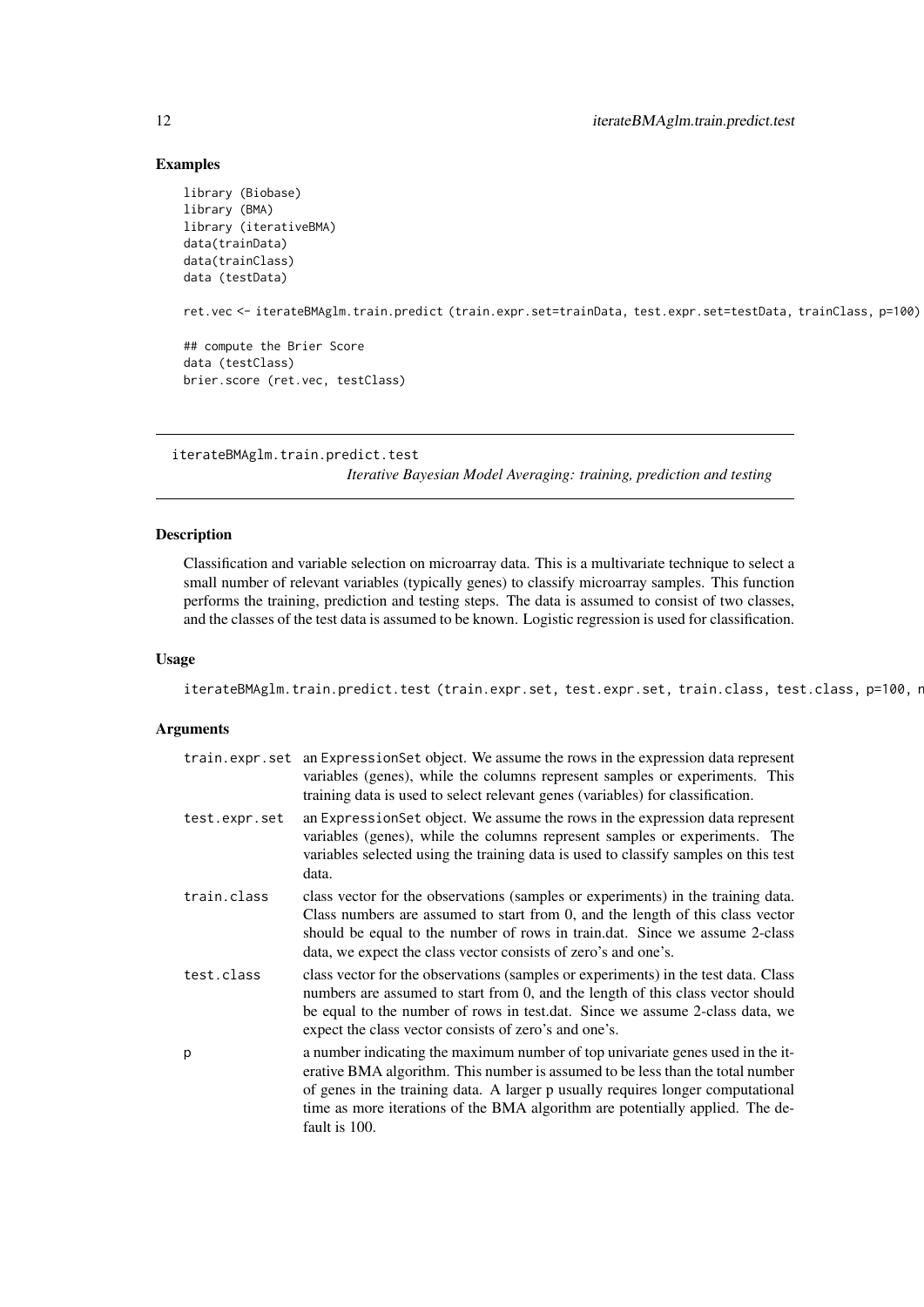## Examples

```
library (Biobase)
library (BMA)
library (iterativeBMA)
data(trainData)
data(trainClass)
data (testData)

ret.vec <- iterateBMAglm.train.predict (train.expr.set=trainData, test.expr.set=testData, trainClass, p=100)

## compute the Brier Score
data (testClass)
brier.score (ret.vec, testClass)
```

---

## iterateBMAglm.train.predict.test

*Iterative Bayesian Model Averaging: training, prediction and testing*

---

### Description

Classification and variable selection on microarray data. This is a multivariate technique to select a small number of relevant variables (typically genes) to classify microarray samples. This function performs the training, prediction and testing steps. The data is assumed to consist of two classes, and the classes of the test data is assumed to be known. Logistic regression is used for classification.

### Usage

```
iterateBMAglm.train.predict.test (train.expr.set, test.expr.set, train.class, test.class, p=100, n
```

### Arguments

| | |
|---|---|
| `train.expr.set` | an `ExpressionSet` object. We assume the rows in the expression data represent variables (genes), while the columns represent samples or experiments. This training data is used to select relevant genes (variables) for classification. |
| `test.expr.set` | an `ExpressionSet` object. We assume the rows in the expression data represent variables (genes), while the columns represent samples or experiments. The variables selected using the training data is used to classify samples on this test data. |
| `train.class` | class vector for the observations (samples or experiments) in the training data. Class numbers are assumed to start from 0, and the length of this class vector should be equal to the number of rows in train.dat. Since we assume 2-class data, we expect the class vector consists of zero's and one's. |
| `test.class` | class vector for the observations (samples or experiments) in the test data. Class numbers are assumed to start from 0, and the length of this class vector should be equal to the number of rows in test.dat. Since we assume 2-class data, we expect the class vector consists of zero's and one's. |
| `p` | a number indicating the maximum number of top univariate genes used in the iterative BMA algorithm. This number is assumed to be less than the total number of genes in the training data. A larger p usually requires longer computational time as more iterations of the BMA algorithm are potentially applied. The default is 100. |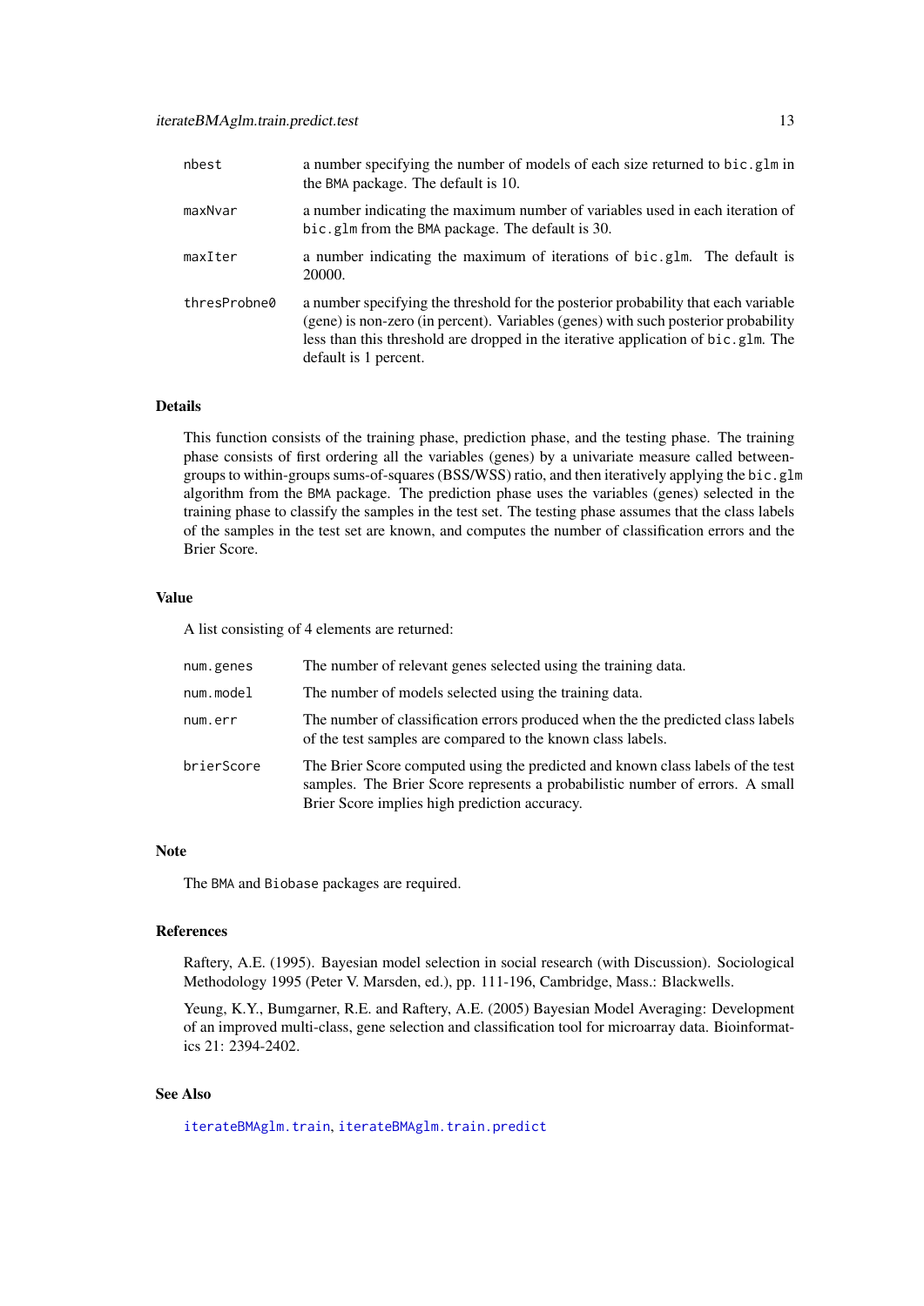| | |
|---|---|
| `nbest` | a number specifying the number of models of each size returned to `bic.glm` in the `BMA` package. The default is 10. |
| `maxNvar` | a number indicating the maximum number of variables used in each iteration of `bic.glm` from the `BMA` package. The default is 30. |
| `maxIter` | a number indicating the maximum of iterations of `bic.glm`. The default is 20000. |
| `thresProbne0` | a number specifying the threshold for the posterior probability that each variable (gene) is non-zero (in percent). Variables (genes) with such posterior probability less than this threshold are dropped in the iterative application of `bic.glm`. The default is 1 percent. |

### Details

This function consists of the training phase, prediction phase, and the testing phase. The training phase consists of first ordering all the variables (genes) by a univariate measure called between-groups to within-groups sums-of-squares (BSS/WSS) ratio, and then iteratively applying the `bic.glm` algorithm from the `BMA` package. The prediction phase uses the variables (genes) selected in the training phase to classify the samples in the test set. The testing phase assumes that the class labels of the samples in the test set are known, and computes the number of classification errors and the Brier Score.

### Value

A list consisting of 4 elements are returned:

| | |
|---|---|
| `num.genes` | The number of relevant genes selected using the training data. |
| `num.model` | The number of models selected using the training data. |
| `num.err` | The number of classification errors produced when the the predicted class labels of the test samples are compared to the known class labels. |
| `brierScore` | The Brier Score computed using the predicted and known class labels of the test samples. The Brier Score represents a probabilistic number of errors. A small Brier Score implies high prediction accuracy. |

### Note

The `BMA` and `Biobase` packages are required.

### References

Raftery, A.E. (1995). Bayesian model selection in social research (with Discussion). Sociological Methodology 1995 (Peter V. Marsden, ed.), pp. 111-196, Cambridge, Mass.: Blackwells.

Yeung, K.Y., Bumgarner, R.E. and Raftery, A.E. (2005) Bayesian Model Averaging: Development of an improved multi-class, gene selection and classification tool for microarray data. Bioinformatics 21: 2394-2402.

### See Also

`iterateBMAglm.train`, `iterateBMAglm.train.predict`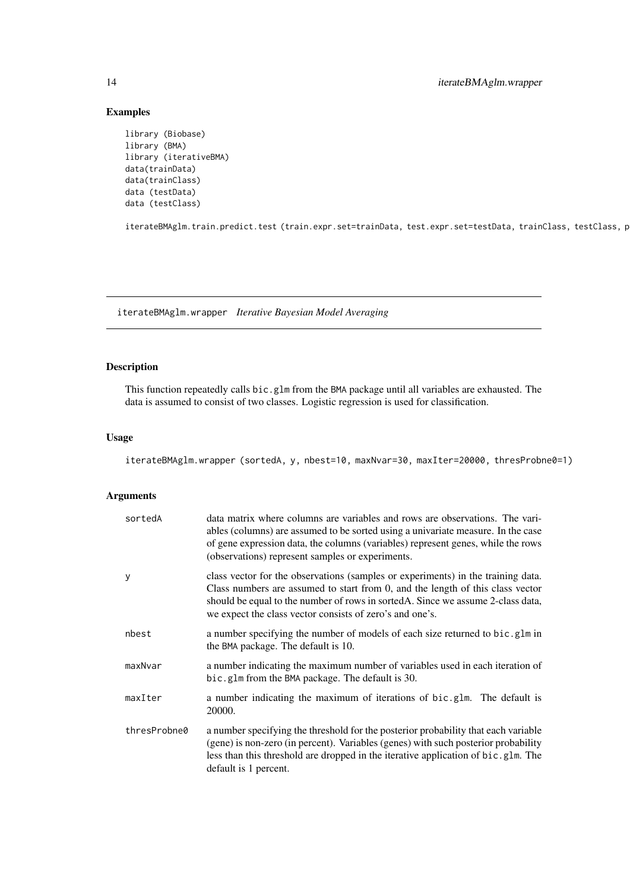## Examples

```
library (Biobase)
library (BMA)
library (iterativeBMA)
data(trainData)
data(trainClass)
data (testData)
data (testClass)

iterateBMAglm.train.predict.test (train.expr.set=trainData, test.expr.set=testData, trainClass, testClass, p
```

---

# iterateBMAglm.wrapper *Iterative Bayesian Model Averaging*

---

## Description

This function repeatedly calls `bic.glm` from the BMA package until all variables are exhausted. The data is assumed to consist of two classes. Logistic regression is used for classification.

## Usage

```
iterateBMAglm.wrapper (sortedA, y, nbest=10, maxNvar=30, maxIter=20000, thresProbne0=1)
```

## Arguments

| | |
|---|---|
| `sortedA` | data matrix where columns are variables and rows are observations. The variables (columns) are assumed to be sorted using a univariate measure. In the case of gene expression data, the columns (variables) represent genes, while the rows (observations) represent samples or experiments. |
| `y` | class vector for the observations (samples or experiments) in the training data. Class numbers are assumed to start from 0, and the length of this class vector should be equal to the number of rows in sortedA. Since we assume 2-class data, we expect the class vector consists of zero's and one's. |
| `nbest` | a number specifying the number of models of each size returned to `bic.glm` in the BMA package. The default is 10. |
| `maxNvar` | a number indicating the maximum number of variables used in each iteration of `bic.glm` from the BMA package. The default is 30. |
| `maxIter` | a number indicating the maximum of iterations of `bic.glm`. The default is 20000. |
| `thresProbne0` | a number specifying the threshold for the posterior probability that each variable (gene) is non-zero (in percent). Variables (genes) with such posterior probability less than this threshold are dropped in the iterative application of `bic.glm`. The default is 1 percent. |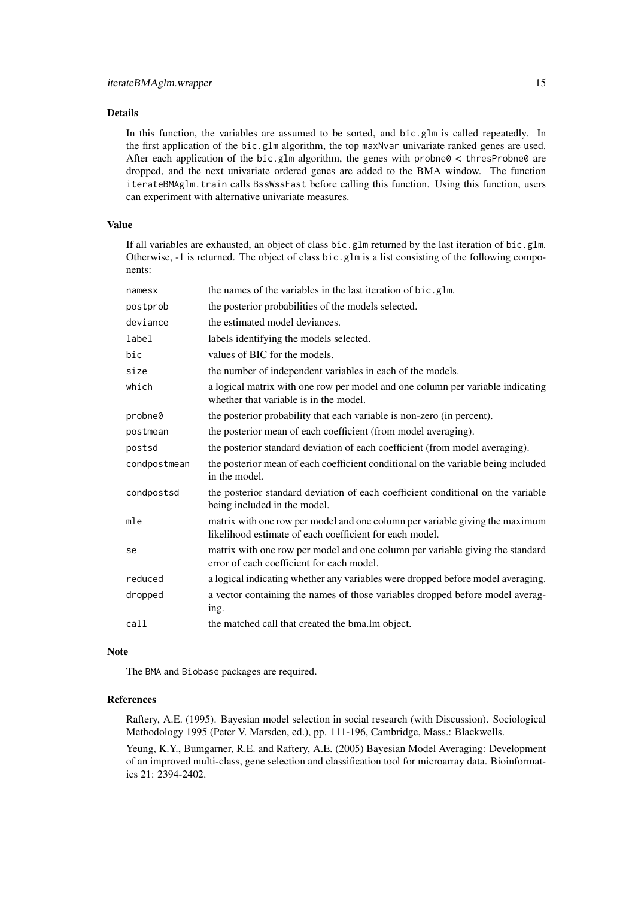### Details

In this function, the variables are assumed to be sorted, and `bic.glm` is called repeatedly. In the first application of the `bic.glm` algorithm, the top `maxNvar` univariate ranked genes are used. After each application of the `bic.glm` algorithm, the genes with `probne0 < thresProbne0` are dropped, and the next univariate ordered genes are added to the BMA window. The function `iterateBMAglm.train` calls `BssWssFast` before calling this function. Using this function, users can experiment with alternative univariate measures.

### Value

If all variables are exhausted, an object of class `bic.glm` returned by the last iteration of `bic.glm`. Otherwise, -1 is returned. The object of class `bic.glm` is a list consisting of the following components:

| | |
|---|---|
| `namesx` | the names of the variables in the last iteration of `bic.glm`. |
| `postprob` | the posterior probabilities of the models selected. |
| `deviance` | the estimated model deviances. |
| `label` | labels identifying the models selected. |
| `bic` | values of BIC for the models. |
| `size` | the number of independent variables in each of the models. |
| `which` | a logical matrix with one row per model and one column per variable indicating whether that variable is in the model. |
| `probne0` | the posterior probability that each variable is non-zero (in percent). |
| `postmean` | the posterior mean of each coefficient (from model averaging). |
| `postsd` | the posterior standard deviation of each coefficient (from model averaging). |
| `condpostmean` | the posterior mean of each coefficient conditional on the variable being included in the model. |
| `condpostsd` | the posterior standard deviation of each coefficient conditional on the variable being included in the model. |
| `mle` | matrix with one row per model and one column per variable giving the maximum likelihood estimate of each coefficient for each model. |
| `se` | matrix with one row per model and one column per variable giving the standard error of each coefficient for each model. |
| `reduced` | a logical indicating whether any variables were dropped before model averaging. |
| `dropped` | a vector containing the names of those variables dropped before model averaging. |
| `call` | the matched call that created the bma.lm object. |

### Note

The `BMA` and `Biobase` packages are required.

### References

Raftery, A.E. (1995). Bayesian model selection in social research (with Discussion). Sociological Methodology 1995 (Peter V. Marsden, ed.), pp. 111-196, Cambridge, Mass.: Blackwells.

Yeung, K.Y., Bumgarner, R.E. and Raftery, A.E. (2005) Bayesian Model Averaging: Development of an improved multi-class, gene selection and classification tool for microarray data. Bioinformatics 21: 2394-2402.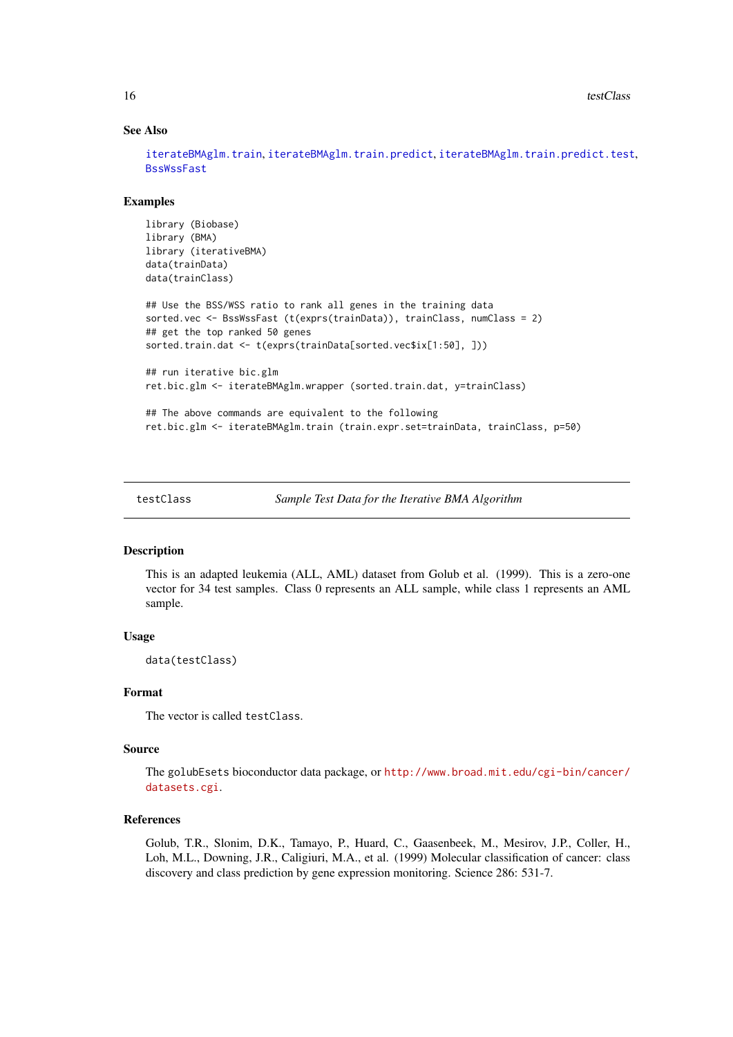### See Also

iterateBMAglm.train, iterateBMAglm.train.predict, iterateBMAglm.train.predict.test, BssWssFast

### Examples

```
library (Biobase)
library (BMA)
library (iterativeBMA)
data(trainData)
data(trainClass)

## Use the BSS/WSS ratio to rank all genes in the training data
sorted.vec <- BssWssFast (t(exprs(trainData)), trainClass, numClass = 2)
## get the top ranked 50 genes
sorted.train.dat <- t(exprs(trainData[sorted.vec$ix[1:50], ]))

## run iterative bic.glm
ret.bic.glm <- iterateBMAglm.wrapper (sorted.train.dat, y=trainClass)

## The above commands are equivalent to the following
ret.bic.glm <- iterateBMAglm.train (train.expr.set=trainData, trainClass, p=50)
```

---

## testClass — *Sample Test Data for the Iterative BMA Algorithm*

---

### Description

This is an adapted leukemia (ALL, AML) dataset from Golub et al. (1999). This is a zero-one vector for 34 test samples. Class 0 represents an ALL sample, while class 1 represents an AML sample.

### Usage

```
data(testClass)
```

### Format

The vector is called `testClass`.

### Source

The `golubEsets` bioconductor data package, or http://www.broad.mit.edu/cgi-bin/cancer/datasets.cgi.

### References

Golub, T.R., Slonim, D.K., Tamayo, P., Huard, C., Gaasenbeek, M., Mesirov, J.P., Coller, H., Loh, M.L., Downing, J.R., Caligiuri, M.A., et al. (1999) Molecular classification of cancer: class discovery and class prediction by gene expression monitoring. Science 286: 531-7.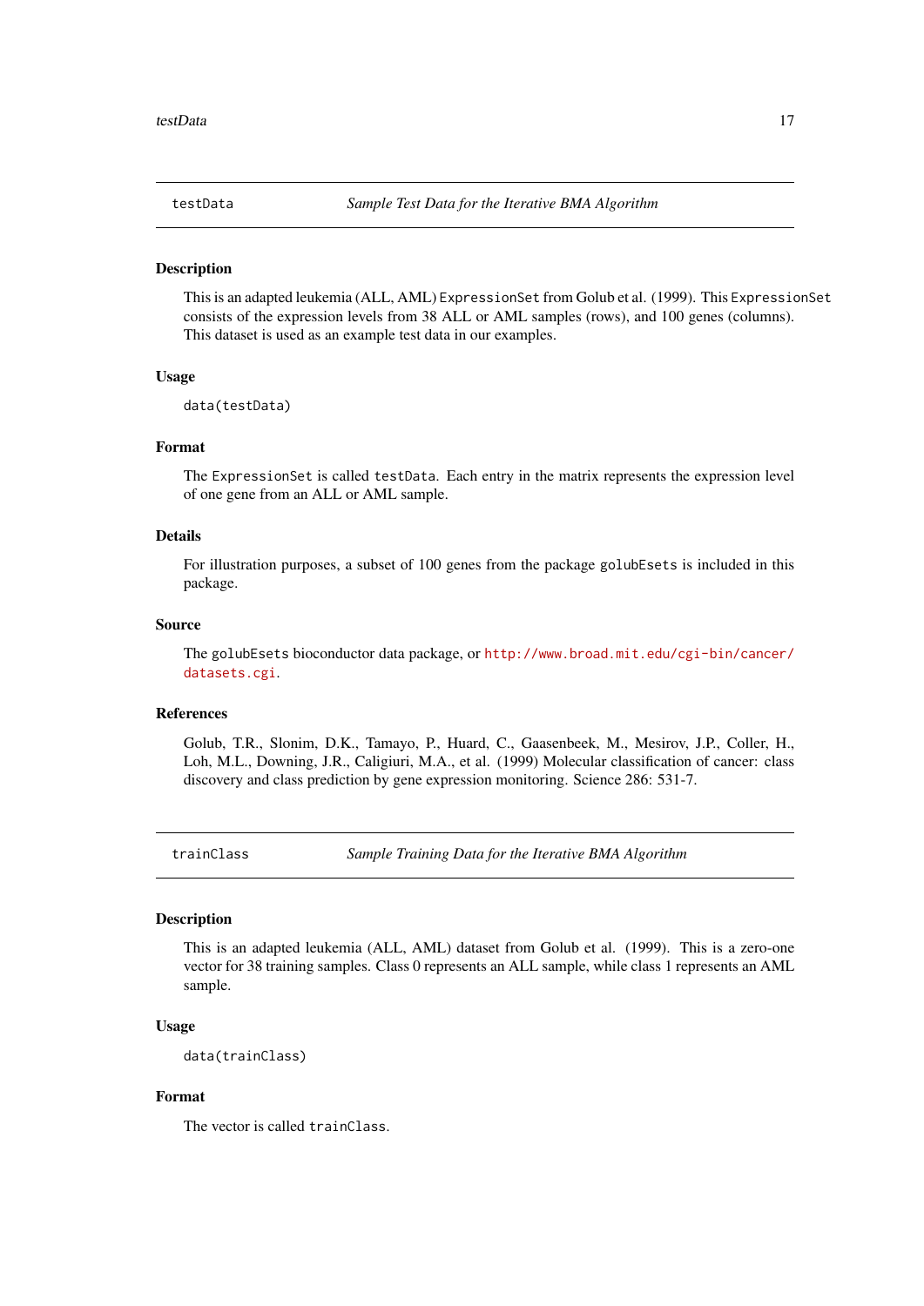## testData — *Sample Test Data for the Iterative BMA Algorithm*

### Description

This is an adapted leukemia (ALL, AML) ExpressionSet from Golub et al. (1999). This ExpressionSet consists of the expression levels from 38 ALL or AML samples (rows), and 100 genes (columns). This dataset is used as an example test data in our examples.

### Usage

```
data(testData)
```

### Format

The ExpressionSet is called testData. Each entry in the matrix represents the expression level of one gene from an ALL or AML sample.

### Details

For illustration purposes, a subset of 100 genes from the package golubEsets is included in this package.

### Source

The golubEsets bioconductor data package, or http://www.broad.mit.edu/cgi-bin/cancer/datasets.cgi.

### References

Golub, T.R., Slonim, D.K., Tamayo, P., Huard, C., Gaasenbeek, M., Mesirov, J.P., Coller, H., Loh, M.L., Downing, J.R., Caligiuri, M.A., et al. (1999) Molecular classification of cancer: class discovery and class prediction by gene expression monitoring. Science 286: 531-7.

## trainClass — *Sample Training Data for the Iterative BMA Algorithm*

### Description

This is an adapted leukemia (ALL, AML) dataset from Golub et al. (1999). This is a zero-one vector for 38 training samples. Class 0 represents an ALL sample, while class 1 represents an AML sample.

### Usage

```
data(trainClass)
```

### Format

The vector is called trainClass.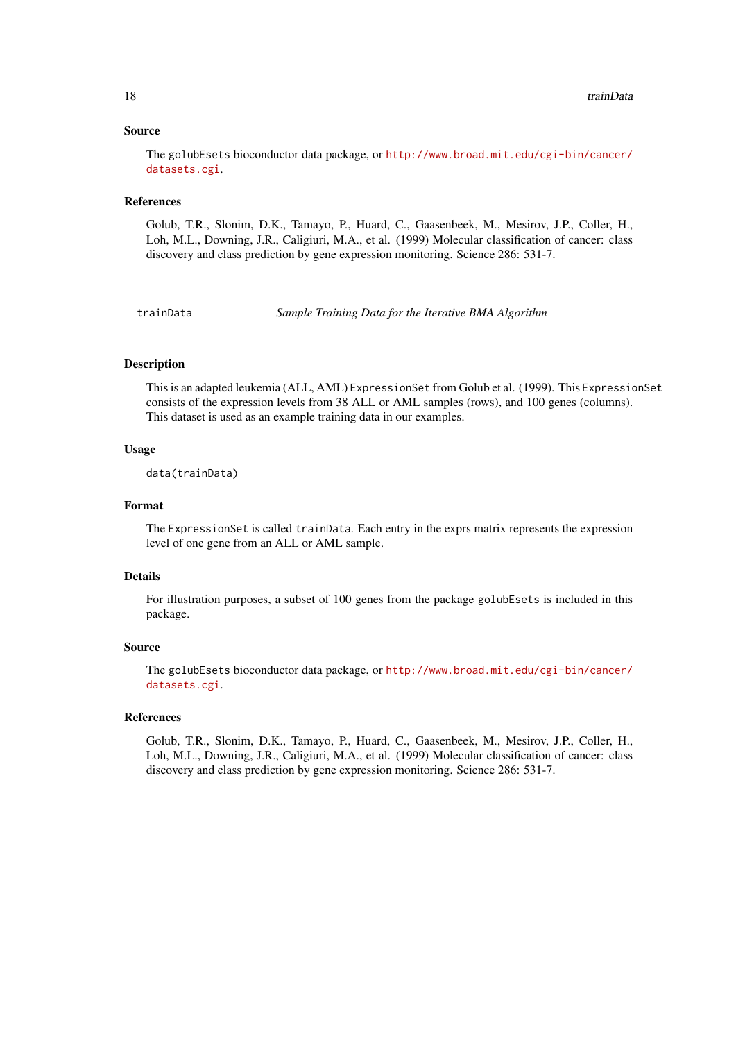### Source

The golubEsets bioconductor data package, or http://www.broad.mit.edu/cgi-bin/cancer/datasets.cgi.

### References

Golub, T.R., Slonim, D.K., Tamayo, P., Huard, C., Gaasenbeek, M., Mesirov, J.P., Coller, H., Loh, M.L., Downing, J.R., Caligiuri, M.A., et al. (1999) Molecular classification of cancer: class discovery and class prediction by gene expression monitoring. Science 286: 531-7.

---

## trainData — *Sample Training Data for the Iterative BMA Algorithm*

---

### Description

This is an adapted leukemia (ALL, AML) ExpressionSet from Golub et al. (1999). This ExpressionSet consists of the expression levels from 38 ALL or AML samples (rows), and 100 genes (columns). This dataset is used as an example training data in our examples.

### Usage

```
data(trainData)
```

### Format

The ExpressionSet is called trainData. Each entry in the exprs matrix represents the expression level of one gene from an ALL or AML sample.

### Details

For illustration purposes, a subset of 100 genes from the package golubEsets is included in this package.

### Source

The golubEsets bioconductor data package, or http://www.broad.mit.edu/cgi-bin/cancer/datasets.cgi.

### References

Golub, T.R., Slonim, D.K., Tamayo, P., Huard, C., Gaasenbeek, M., Mesirov, J.P., Coller, H., Loh, M.L., Downing, J.R., Caligiuri, M.A., et al. (1999) Molecular classification of cancer: class discovery and class prediction by gene expression monitoring. Science 286: 531-7.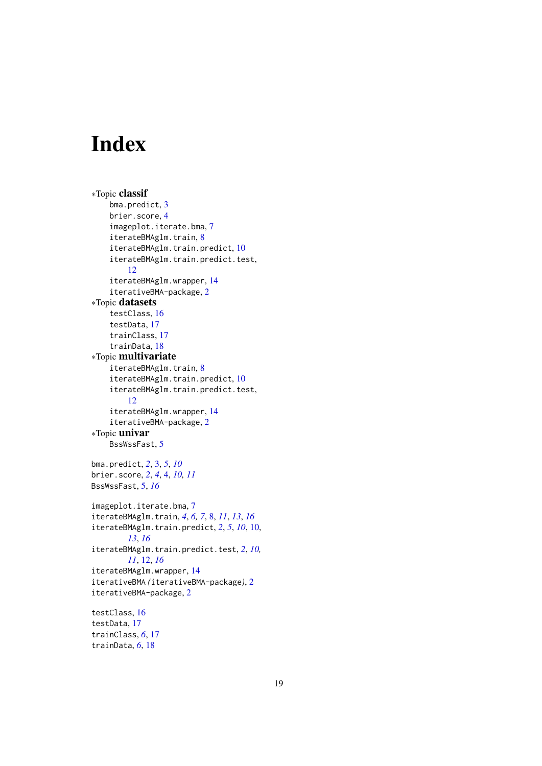# Index

∗Topic **classif**
- bma.predict, 3
- brier.score, 4
- imageplot.iterate.bma, 7
- iterateBMAglm.train, 8
- iterateBMAglm.train.predict, 10
- iterateBMAglm.train.predict.test, 12
- iterateBMAglm.wrapper, 14
- iterativeBMA-package, 2

∗Topic **datasets**
- testClass, 16
- testData, 17
- trainClass, 17
- trainData, 18

∗Topic **multivariate**
- iterateBMAglm.train, 8
- iterateBMAglm.train.predict, 10
- iterateBMAglm.train.predict.test, 12
- iterateBMAglm.wrapper, 14
- iterativeBMA-package, 2

∗Topic **univar**
- BssWssFast, 5

bma.predict, *2*, 3, *5*, *10*
brier.score, *2*, *4*, 4, *10, 11*
BssWssFast, 5, *16*

imageplot.iterate.bma, 7
iterateBMAglm.train, *4*, *6, 7*, 8, *11*, *13*, *16*
iterateBMAglm.train.predict, *2*, *5*, *10*, 10, *13*, *16*
iterateBMAglm.train.predict.test, *2*, *10, 11*, 12, *16*
iterateBMAglm.wrapper, 14
iterativeBMA *(*iterativeBMA-package*)*, 2
iterativeBMA-package, 2

testClass, 16
testData, 17
trainClass, *6*, 17
trainData, *6*, 18